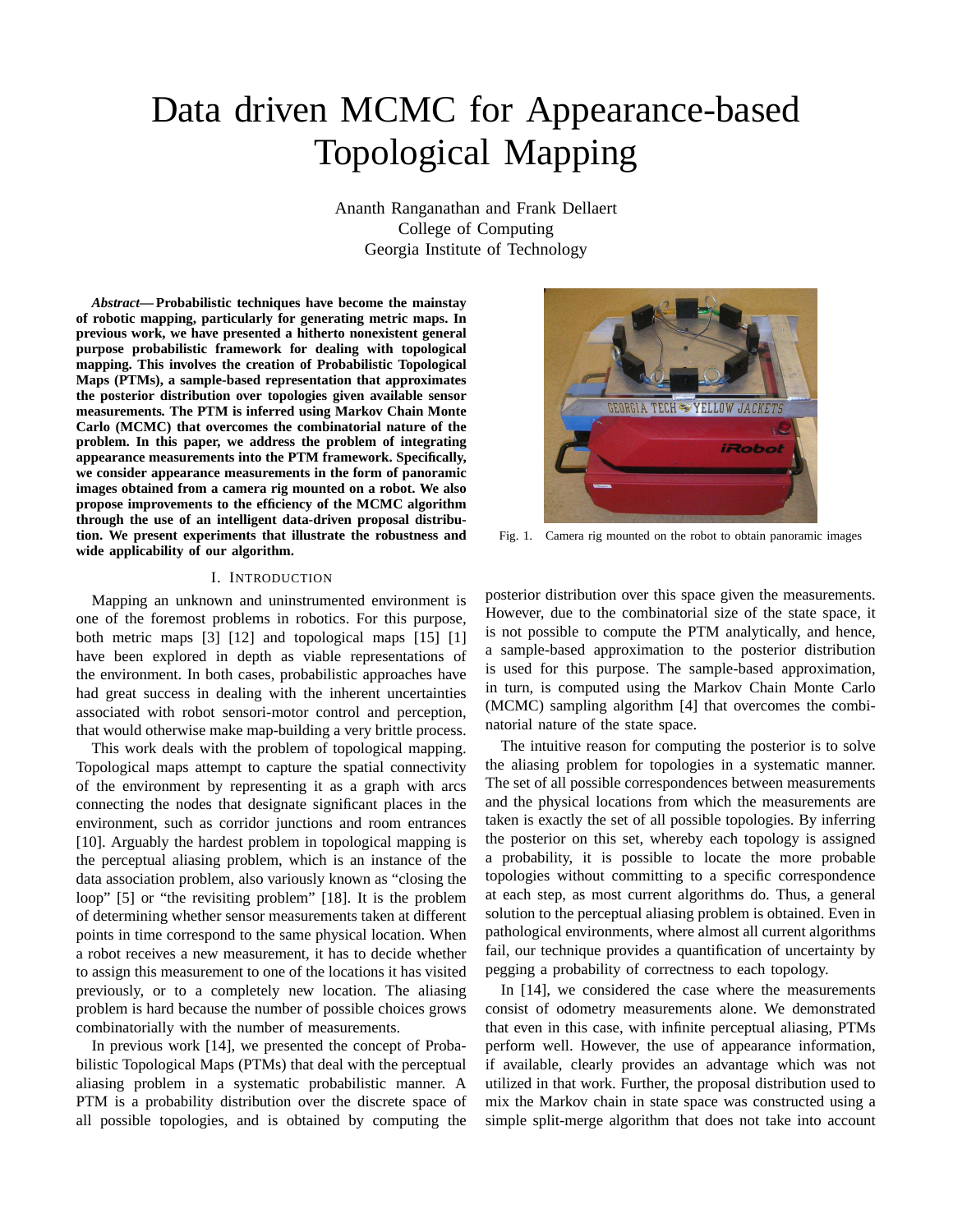# Data driven MCMC for Appearance-based Topological Mapping

Ananth Ranganathan and Frank Dellaert
College of Computing
Georgia Institute of Technology

***Abstract*— Probabilistic techniques have become the mainstay of robotic mapping, particularly for generating metric maps. In previous work, we have presented a hitherto nonexistent general purpose probabilistic framework for dealing with topological mapping. This involves the creation of Probabilistic Topological Maps (PTMs), a sample-based representation that approximates the posterior distribution over topologies given available sensor measurements. The PTM is inferred using Markov Chain Monte Carlo (MCMC) that overcomes the combinatorial nature of the problem. In this paper, we address the problem of integrating appearance measurements into the PTM framework. Specifically, we consider appearance measurements in the form of panoramic images obtained from a camera rig mounted on a robot. We also propose improvements to the efficiency of the MCMC algorithm through the use of an intelligent data-driven proposal distribution. We present experiments that illustrate the robustness and wide applicability of our algorithm.**

Fig. 1. Camera rig mounted on the robot to obtain panoramic images

## I. Introduction

Mapping an unknown and uninstrumented environment is one of the foremost problems in robotics. For this purpose, both metric maps [3] [12] and topological maps [15] [1] have been explored in depth as viable representations of the environment. In both cases, probabilistic approaches have had great success in dealing with the inherent uncertainties associated with robot sensori-motor control and perception, that would otherwise make map-building a very brittle process.

This work deals with the problem of topological mapping. Topological maps attempt to capture the spatial connectivity of the environment by representing it as a graph with arcs connecting the nodes that designate significant places in the environment, such as corridor junctions and room entrances [10]. Arguably the hardest problem in topological mapping is the perceptual aliasing problem, which is an instance of the data association problem, also variously known as "closing the loop" [5] or "the revisiting problem" [18]. It is the problem of determining whether sensor measurements taken at different points in time correspond to the same physical location. When a robot receives a new measurement, it has to decide whether to assign this measurement to one of the locations it has visited previously, or to a completely new location. The aliasing problem is hard because the number of possible choices grows combinatorially with the number of measurements.

In previous work [14], we presented the concept of Probabilistic Topological Maps (PTMs) that deal with the perceptual aliasing problem in a systematic probabilistic manner. A PTM is a probability distribution over the discrete space of all possible topologies, and is obtained by computing the posterior distribution over this space given the measurements. However, due to the combinatorial size of the state space, it is not possible to compute the PTM analytically, and hence, a sample-based approximation to the posterior distribution is used for this purpose. The sample-based approximation, in turn, is computed using the Markov Chain Monte Carlo (MCMC) sampling algorithm [4] that overcomes the combinatorial nature of the state space.

The intuitive reason for computing the posterior is to solve the aliasing problem for topologies in a systematic manner. The set of all possible correspondences between measurements and the physical locations from which the measurements are taken is exactly the set of all possible topologies. By inferring the posterior on this set, whereby each topology is assigned a probability, it is possible to locate the more probable topologies without committing to a specific correspondence at each step, as most current algorithms do. Thus, a general solution to the perceptual aliasing problem is obtained. Even in pathological environments, where almost all current algorithms fail, our technique provides a quantification of uncertainty by pegging a probability of correctness to each topology.

In [14], we considered the case where the measurements consist of odometry measurements alone. We demonstrated that even in this case, with infinite perceptual aliasing, PTMs perform well. However, the use of appearance information, if available, clearly provides an advantage which was not utilized in that work. Further, the proposal distribution used to mix the Markov chain in state space was constructed using a simple split-merge algorithm that does not take into account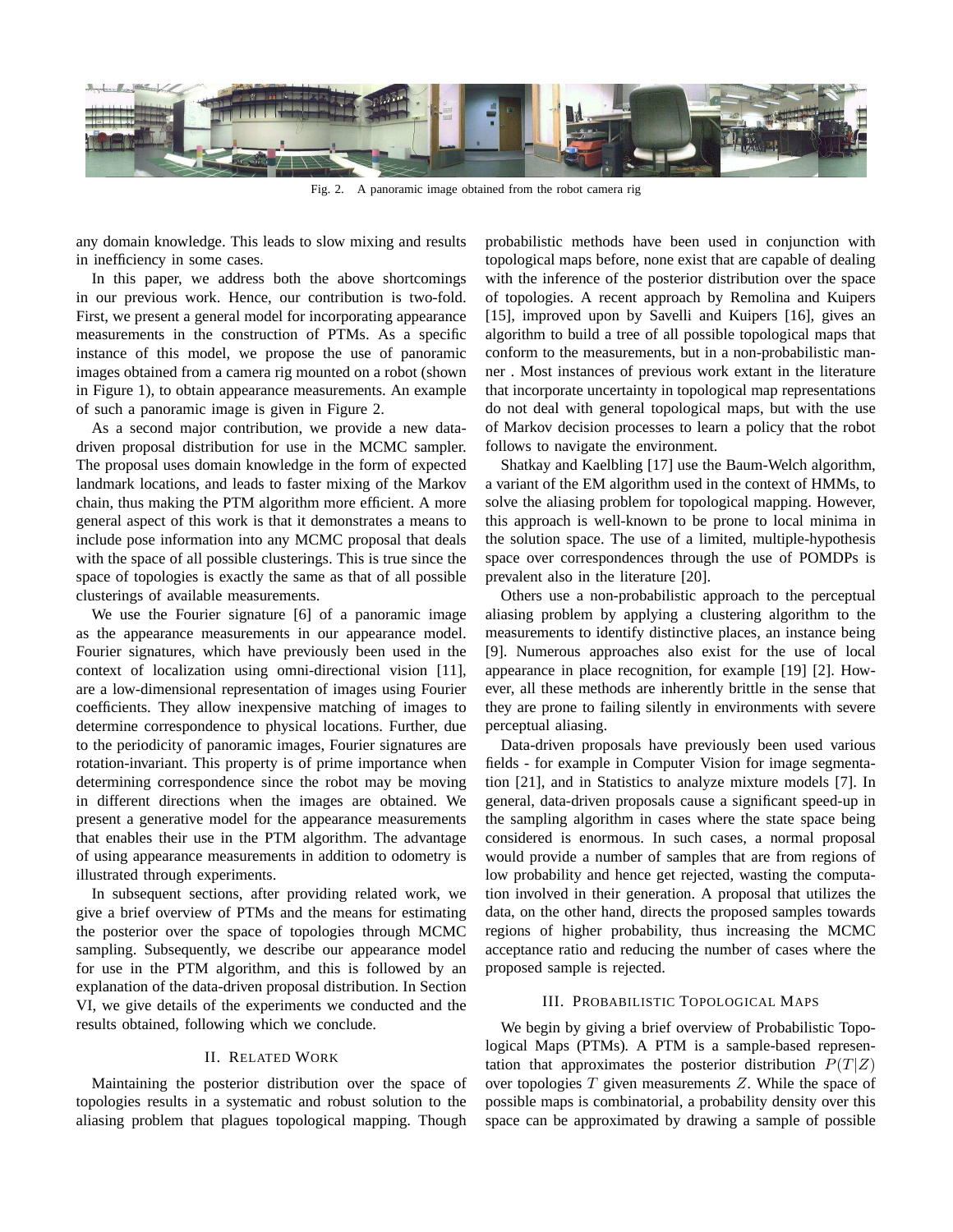Fig. 2. A panoramic image obtained from the robot camera rig

any domain knowledge. This leads to slow mixing and results in inefficiency in some cases.

In this paper, we address both the above shortcomings in our previous work. Hence, our contribution is two-fold. First, we present a general model for incorporating appearance measurements in the construction of PTMs. As a specific instance of this model, we propose the use of panoramic images obtained from a camera rig mounted on a robot (shown in Figure 1), to obtain appearance measurements. An example of such a panoramic image is given in Figure 2.

As a second major contribution, we provide a new data-driven proposal distribution for use in the MCMC sampler. The proposal uses domain knowledge in the form of expected landmark locations, and leads to faster mixing of the Markov chain, thus making the PTM algorithm more efficient. A more general aspect of this work is that it demonstrates a means to include pose information into any MCMC proposal that deals with the space of all possible clusterings. This is true since the space of topologies is exactly the same as that of all possible clusterings of available measurements.

We use the Fourier signature [6] of a panoramic image as the appearance measurements in our appearance model. Fourier signatures, which have previously been used in the context of localization using omni-directional vision [11], are a low-dimensional representation of images using Fourier coefficients. They allow inexpensive matching of images to determine correspondence to physical locations. Further, due to the periodicity of panoramic images, Fourier signatures are rotation-invariant. This property is of prime importance when determining correspondence since the robot may be moving in different directions when the images are obtained. We present a generative model for the appearance measurements that enables their use in the PTM algorithm. The advantage of using appearance measurements in addition to odometry is illustrated through experiments.

In subsequent sections, after providing related work, we give a brief overview of PTMs and the means for estimating the posterior over the space of topologies through MCMC sampling. Subsequently, we describe our appearance model for use in the PTM algorithm, and this is followed by an explanation of the data-driven proposal distribution. In Section VI, we give details of the experiments we conducted and the results obtained, following which we conclude.

## II. Related Work

Maintaining the posterior distribution over the space of topologies results in a systematic and robust solution to the aliasing problem that plagues topological mapping. Though probabilistic methods have been used in conjunction with topological maps before, none exist that are capable of dealing with the inference of the posterior distribution over the space of topologies. A recent approach by Remolina and Kuipers [15], improved upon by Savelli and Kuipers [16], gives an algorithm to build a tree of all possible topological maps that conform to the measurements, but in a non-probabilistic manner . Most instances of previous work extant in the literature that incorporate uncertainty in topological map representations do not deal with general topological maps, but with the use of Markov decision processes to learn a policy that the robot follows to navigate the environment.

Shatkay and Kaelbling [17] use the Baum-Welch algorithm, a variant of the EM algorithm used in the context of HMMs, to solve the aliasing problem for topological mapping. However, this approach is well-known to be prone to local minima in the solution space. The use of a limited, multiple-hypothesis space over correspondences through the use of POMDPs is prevalent also in the literature [20].

Others use a non-probabilistic approach to the perceptual aliasing problem by applying a clustering algorithm to the measurements to identify distinctive places, an instance being [9]. Numerous approaches also exist for the use of local appearance in place recognition, for example [19] [2]. However, all these methods are inherently brittle in the sense that they are prone to failing silently in environments with severe perceptual aliasing.

Data-driven proposals have previously been used various fields - for example in Computer Vision for image segmentation [21], and in Statistics to analyze mixture models [7]. In general, data-driven proposals cause a significant speed-up in the sampling algorithm in cases where the state space being considered is enormous. In such cases, a normal proposal would provide a number of samples that are from regions of low probability and hence get rejected, wasting the computation involved in their generation. A proposal that utilizes the data, on the other hand, directs the proposed samples towards regions of higher probability, thus increasing the MCMC acceptance ratio and reducing the number of cases where the proposed sample is rejected.

## III. Probabilistic Topological Maps

We begin by giving a brief overview of Probabilistic Topological Maps (PTMs). A PTM is a sample-based representation that approximates the posterior distribution $P(T|Z)$ over topologies $T$ given measurements $Z$. While the space of possible maps is combinatorial, a probability density over this space can be approximated by drawing a sample of possible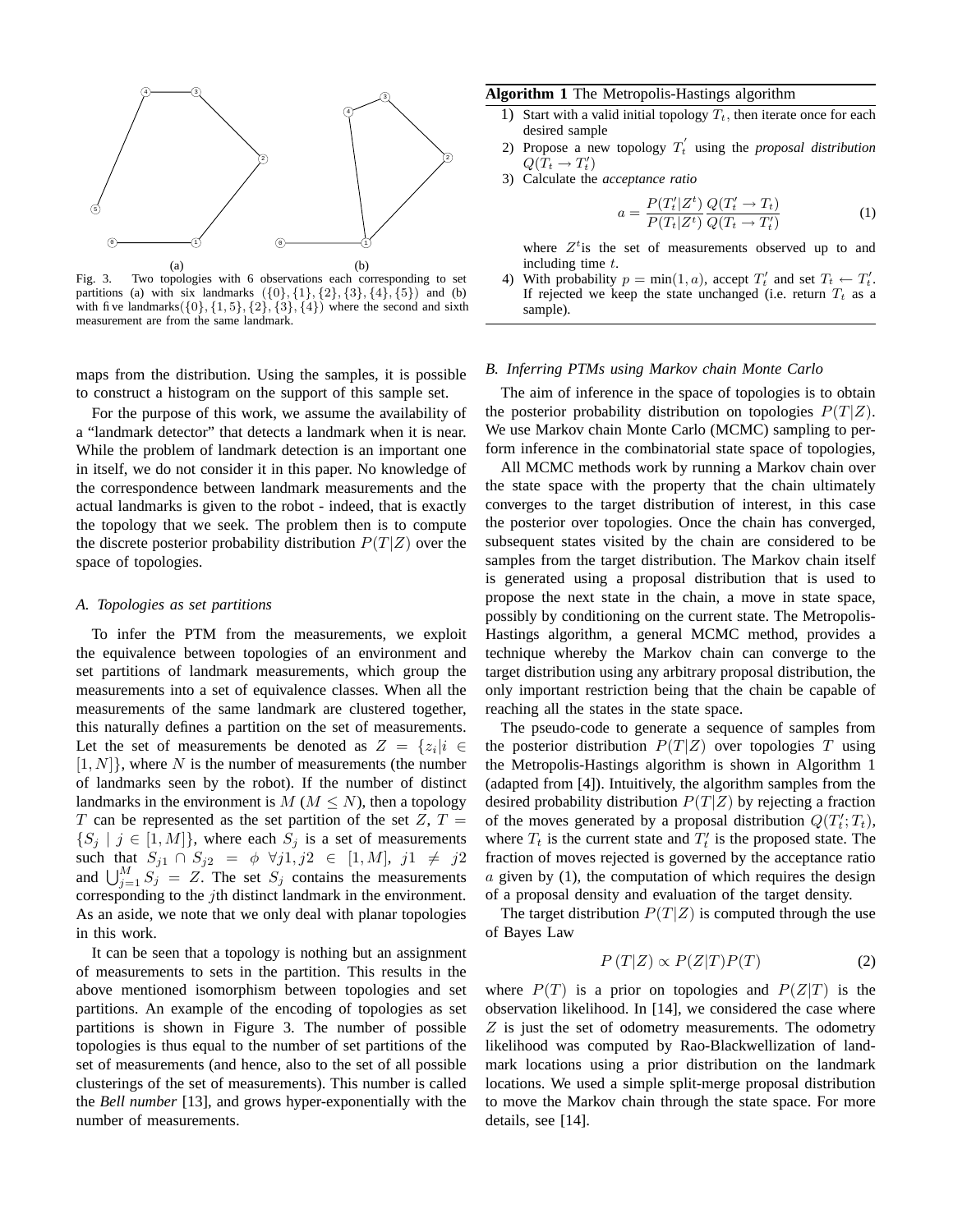Fig. 3. Two topologies with 6 observations each corresponding to set partitions (a) with six landmarks ($\{0\},\{1\},\{2\},\{3\},\{4\},\{5\}$) and (b) with five landmarks($\{0\},\{1,5\},\{2\},\{3\},\{4\}$) where the second and sixth measurement are from the same landmark.

maps from the distribution. Using the samples, it is possible to construct a histogram on the support of this sample set.

For the purpose of this work, we assume the availability of a "landmark detector" that detects a landmark when it is near. While the problem of landmark detection is an important one in itself, we do not consider it in this paper. No knowledge of the correspondence between landmark measurements and the actual landmarks is given to the robot - indeed, that is exactly the topology that we seek. The problem then is to compute the discrete posterior probability distribution $P(T|Z)$ over the space of topologies.

### *A. Topologies as set partitions*

To infer the PTM from the measurements, we exploit the equivalence between topologies of an environment and set partitions of landmark measurements, which group the measurements into a set of equivalence classes. When all the measurements of the same landmark are clustered together, this naturally defines a partition on the set of measurements. Let the set of measurements be denoted as $Z = \{z_i | i \in [1, N]\}$, where $N$ is the number of measurements (the number of landmarks seen by the robot). If the number of distinct landmarks in the environment is $M$ ($M \leq N$), then a topology $T$ can be represented as the set partition of the set $Z$, $T = \{S_j \mid j \in [1, M]\}$, where each $S_j$ is a set of measurements such that $S_{j1} \cap S_{j2} = \phi \ \forall j1, j2 \in [1, M],\ j1 \neq j2$ and $\bigcup_{j=1}^{M} S_j = Z$. The set $S_j$ contains the measurements corresponding to the $j$th distinct landmark in the environment. As an aside, we note that we only deal with planar topologies in this work.

It can be seen that a topology is nothing but an assignment of measurements to sets in the partition. This results in the above mentioned isomorphism between topologies and set partitions. An example of the encoding of topologies as set partitions is shown in Figure 3. The number of possible topologies is thus equal to the number of set partitions of the set of measurements (and hence, also to the set of all possible clusterings of the set of measurements). This number is called the *Bell number* [13], and grows hyper-exponentially with the number of measurements.

**Algorithm 1** The Metropolis-Hastings algorithm

1) Start with a valid initial topology $T_t$, then iterate once for each desired sample
2) Propose a new topology $T_t^{'}$ using the *proposal distribution* $Q(T_t \rightarrow T_t')$
3) Calculate the *acceptance ratio*
$$a = \frac{P(T_t'|Z^t)}{P(T_t|Z^t)} \frac{Q(T_t' \rightarrow T_t)}{Q(T_t \rightarrow T_t')} \tag{1}$$
where $Z^t$is the set of measurements observed up to and including time $t$.
4) With probability $p = \min(1, a)$, accept $T_t'$ and set $T_t \leftarrow T_t'$. If rejected we keep the state unchanged (i.e. return $T_t$ as a sample).

### *B. Inferring PTMs using Markov chain Monte Carlo*

The aim of inference in the space of topologies is to obtain the posterior probability distribution on topologies $P(T|Z)$. We use Markov chain Monte Carlo (MCMC) sampling to perform inference in the combinatorial state space of topologies,

All MCMC methods work by running a Markov chain over the state space with the property that the chain ultimately converges to the target distribution of interest, in this case the posterior over topologies. Once the chain has converged, subsequent states visited by the chain are considered to be samples from the target distribution. The Markov chain itself is generated using a proposal distribution that is used to propose the next state in the chain, a move in state space, possibly by conditioning on the current state. The Metropolis-Hastings algorithm, a general MCMC method, provides a technique whereby the Markov chain can converge to the target distribution using any arbitrary proposal distribution, the only important restriction being that the chain be capable of reaching all the states in the state space.

The pseudo-code to generate a sequence of samples from the posterior distribution $P(T|Z)$ over topologies $T$ using the Metropolis-Hastings algorithm is shown in Algorithm 1 (adapted from [4]). Intuitively, the algorithm samples from the desired probability distribution $P(T|Z)$ by rejecting a fraction of the moves generated by a proposal distribution $Q(T_t'; T_t)$, where $T_t$ is the current state and $T_t'$ is the proposed state. The fraction of moves rejected is governed by the acceptance ratio $a$ given by (1), the computation of which requires the design of a proposal density and evaluation of the target density.

The target distribution $P(T|Z)$ is computed through the use of Bayes Law

$$P\left(T|Z\right) \propto P(Z|T)P(T) \tag{2}$$

where $P(T)$ is a prior on topologies and $P(Z|T)$ is the observation likelihood. In [14], we considered the case where $Z$ is just the set of odometry measurements. The odometry likelihood was computed by Rao-Blackwellization of landmark locations using a prior distribution on the landmark locations. We used a simple split-merge proposal distribution to move the Markov chain through the state space. For more details, see [14].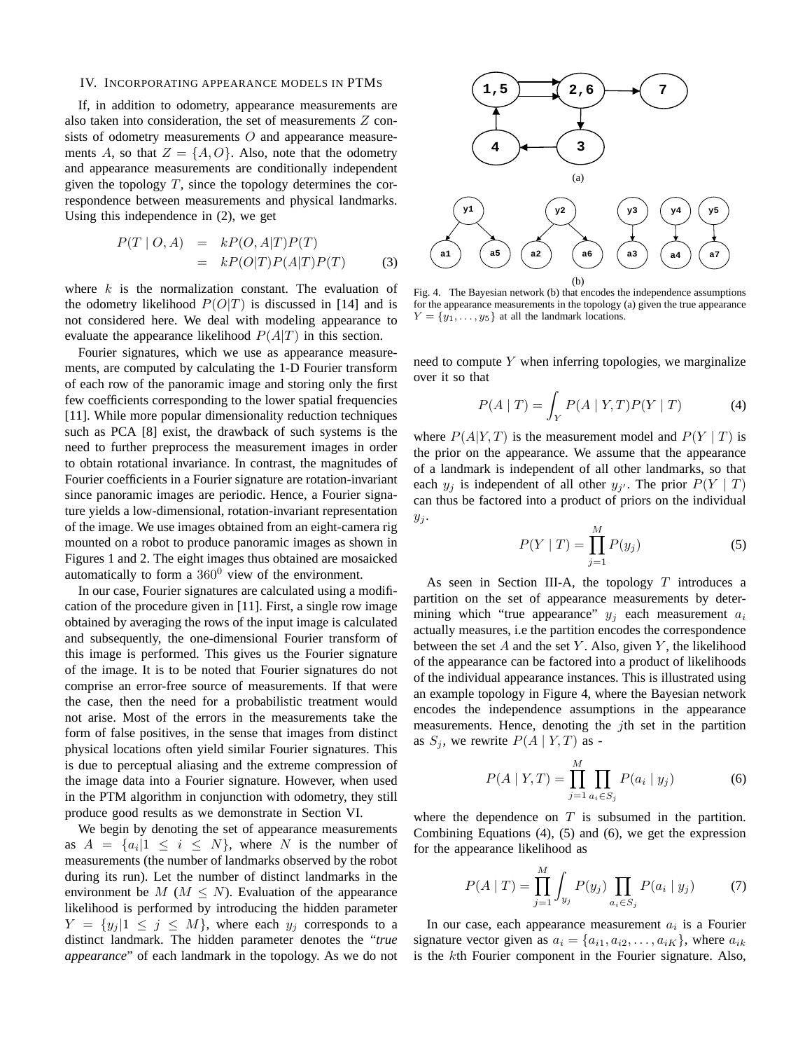## IV. Incorporating appearance models in PTMs

If, in addition to odometry, appearance measurements are also taken into consideration, the set of measurements $Z$ consists of odometry measurements $O$ and appearance measurements $A$, so that $Z = \{A, O\}$. Also, note that the odometry and appearance measurements are conditionally independent given the topology $T$, since the topology determines the correspondence between measurements and physical landmarks. Using this independence in (2), we get

$$\begin{aligned} P(T \mid O, A) &= kP(O, A|T)P(T) \\ &= kP(O|T)P(A|T)P(T) \end{aligned} \tag{3}$$

where $k$ is the normalization constant. The evaluation of the odometry likelihood $P(O|T)$ is discussed in [14] and is not considered here. We deal with modeling appearance to evaluate the appearance likelihood $P(A|T)$ in this section.

Fourier signatures, which we use as appearance measurements, are computed by calculating the 1-D Fourier transform of each row of the panoramic image and storing only the first few coefficients corresponding to the lower spatial frequencies [11]. While more popular dimensionality reduction techniques such as PCA [8] exist, the drawback of such systems is the need to further preprocess the measurement images in order to obtain rotational invariance. In contrast, the magnitudes of Fourier coefficients in a Fourier signature are rotation-invariant since panoramic images are periodic. Hence, a Fourier signature yields a low-dimensional, rotation-invariant representation of the image. We use images obtained from an eight-camera rig mounted on a robot to produce panoramic images as shown in Figures 1 and 2. The eight images thus obtained are mosaicked automatically to form a $360^0$ view of the environment.

In our case, Fourier signatures are calculated using a modification of the procedure given in [11]. First, a single row image obtained by averaging the rows of the input image is calculated and subsequently, the one-dimensional Fourier transform of this image is performed. This gives us the Fourier signature of the image. It is to be noted that Fourier signatures do not comprise an error-free source of measurements. If that were the case, then the need for a probabilistic treatment would not arise. Most of the errors in the measurements take the form of false positives, in the sense that images from distinct physical locations often yield similar Fourier signatures. This is due to perceptual aliasing and the extreme compression of the image data into a Fourier signature. However, when used in the PTM algorithm in conjunction with odometry, they still produce good results as we demonstrate in Section VI.

We begin by denoting the set of appearance measurements as $A = \{a_i | 1 \leq i \leq N\}$, where $N$ is the number of measurements (the number of landmarks observed by the robot during its run). Let the number of distinct landmarks in the environment be $M$ ($M \leq N$). Evaluation of the appearance likelihood is performed by introducing the hidden parameter $Y = \{y_j | 1 \leq j \leq M\}$, where each $y_j$ corresponds to a distinct landmark. The hidden parameter denotes the "*true appearance*" of each landmark in the topology. As we do not need to compute $Y$ when inferring topologies, we marginalize over it so that

Fig. 4. The Bayesian network (b) that encodes the independence assumptions for the appearance measurements in the topology (a) given the true appearance $Y = \{y_1, \ldots, y_5\}$ at all the landmark locations.

$$P(A \mid T) = \int_Y P(A \mid Y, T)P(Y \mid T) \tag{4}$$

where $P(A|Y, T)$ is the measurement model and $P(Y \mid T)$ is the prior on the appearance. We assume that the appearance of a landmark is independent of all other landmarks, so that each $y_j$ is independent of all other $y_{j'}$. The prior $P(Y \mid T)$ can thus be factored into a product of priors on the individual $y_j$.

$$P(Y \mid T) = \prod_{j=1}^{M} P(y_j) \tag{5}$$

As seen in Section III-A, the topology $T$ introduces a partition on the set of appearance measurements by determining which "true appearance" $y_j$ each measurement $a_i$ actually measures, i.e the partition encodes the correspondence between the set $A$ and the set $Y$. Also, given $Y$, the likelihood of the appearance can be factored into a product of likelihoods of the individual appearance instances. This is illustrated using an example topology in Figure 4, where the Bayesian network encodes the independence assumptions in the appearance measurements. Hence, denoting the $j$th set in the partition as $S_j$, we rewrite $P(A \mid Y, T)$ as -

$$P(A \mid Y, T) = \prod_{j=1}^{M} \prod_{a_i \in S_j} P(a_i \mid y_j) \tag{6}$$

where the dependence on $T$ is subsumed in the partition. Combining Equations (4), (5) and (6), we get the expression for the appearance likelihood as

$$P(A \mid T) = \prod_{j=1}^{M} \int_{y_j} P(y_j) \prod_{a_i \in S_j} P(a_i \mid y_j) \tag{7}$$

In our case, each appearance measurement $a_i$ is a Fourier signature vector given as $a_i = \{a_{i1}, a_{i2}, \ldots, a_{iK}\}$, where $a_{ik}$ is the $k$th Fourier component in the Fourier signature. Also,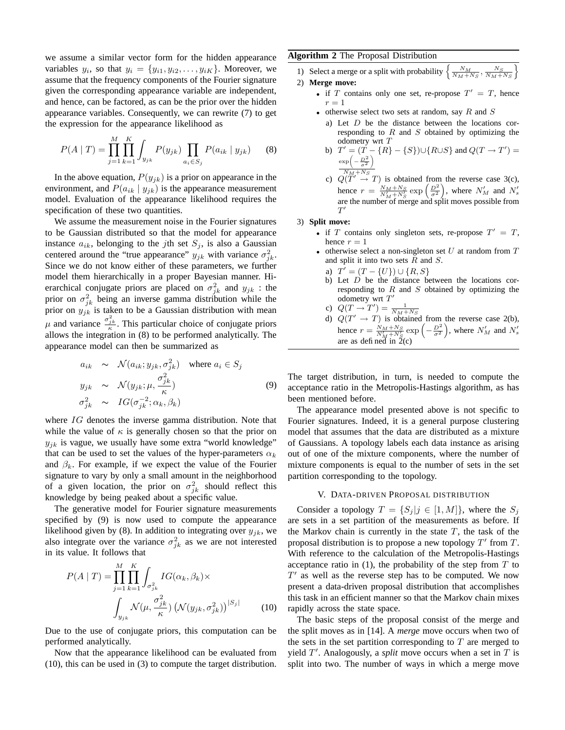we assume a similar vector form for the hidden appearance variables $y_i$, so that $y_i = \{y_{i1}, y_{i2}, \ldots, y_{iK}\}$. Moreover, we assume that the frequency components of the Fourier signature given the corresponding appearance variable are independent, and hence, can be factored, as can be the prior over the hidden appearance variables. Consequently, we can rewrite (7) to get the expression for the appearance likelihood as

$$P(A \mid T) = \prod_{j=1}^{M} \prod_{k=1}^{K} \int_{y_{jk}} P(y_{jk}) \prod_{a_i \in S_j} P(a_{ik} \mid y_{jk}) \qquad (8)$$

In the above equation, $P(y_{jk})$ is a prior on appearance in the environment, and $P(a_{ik} \mid y_{jk})$ is the appearance measurement model. Evaluation of the appearance likelihood requires the specification of these two quantities.

We assume the measurement noise in the Fourier signatures to be Gaussian distributed so that the model for appearance instance $a_{ik}$, belonging to the $j$th set $S_j$, is also a Gaussian centered around the "true appearance" $y_{jk}$ with variance $\sigma^2_{jk}$. Since we do not know either of these parameters, we further model them hierarchically in a proper Bayesian manner. Hierarchical conjugate priors are placed on $\sigma^2_{jk}$ and $y_{jk}$ : the prior on $\sigma^2_{jk}$ being an inverse gamma distribution while the prior on $y_{jk}$ is taken to be a Gaussian distribution with mean $\mu$ and variance $\frac{\sigma^2_{jk}}{\kappa}$. This particular choice of conjugate priors allows the integration in (8) to be performed analytically. The appearance model can then be summarized as

$$\begin{aligned} a_{ik} &\sim \mathcal{N}(a_{ik}; y_{jk}, \sigma^2_{jk}) \quad \text{where } a_i \in S_j \\ y_{jk} &\sim \mathcal{N}(y_{jk}; \mu, \frac{\sigma^2_{jk}}{\kappa}) \\ \sigma^2_{jk} &\sim IG(\sigma^{-2}_{jk}; \alpha_k, \beta_k) \end{aligned} \qquad (9)$$

where $IG$ denotes the inverse gamma distribution. Note that while the value of $\kappa$ is generally chosen so that the prior on $y_{jk}$ is vague, we usually have some extra "world knowledge" that can be used to set the values of the hyper-parameters $\alpha_k$ and $\beta_k$. For example, if we expect the value of the Fourier signature to vary by only a small amount in the neighborhood of a given location, the prior on $\sigma^2_{jk}$ should reflect this knowledge by being peaked about a specific value.

The generative model for Fourier signature measurements specified by (9) is now used to compute the appearance likelihood given by (8). In addition to integrating over $y_{jk}$, we also integrate over the variance $\sigma^2_{jk}$ as we are not interested in its value. It follows that

$$P(A \mid T) = \prod_{j=1}^{M} \prod_{k=1}^{K} \int_{\sigma^2_{jk}} IG(\alpha_k, \beta_k) \times \int_{y_{jk}} \mathcal{N}(\mu, \frac{\sigma^2_{jk}}{\kappa}) \left(\mathcal{N}(y_{jk}, \sigma^2_{jk})\right)^{|S_j|} \qquad (10)$$

Due to the use of conjugate priors, this computation can be performed analytically.

Now that the appearance likelihood can be evaluated from (10), this can be used in (3) to compute the target distribution. The target distribution, in turn, is needed to compute the acceptance ratio in the Metropolis-Hastings algorithm, as has been mentioned before.

The appearance model presented above is not specific to Fourier signatures. Indeed, it is a general purpose clustering model that assumes that the data are distributed as a mixture of Gaussians. A topology labels each data instance as arising out of one of the mixture components, where the number of mixture components is equal to the number of sets in the set partition corresponding to the topology.

**Algorithm 2** The Proposal Distribution

1) Select a merge or a split with probability $\left\{\frac{N_M}{N_M+N_S}, \frac{N_S}{N_M+N_S}\right\}$
2) **Merge move:**
   - if $T$ contains only one set, re-propose $T' = T$, hence $r = 1$
   - otherwise select two sets at random, say $R$ and $S$
     a) Let $D$ be the distance between the locations corresponding to $R$ and $S$ obtained by optimizing the odometry wrt $T$
     b) $T' = (T - \{R\} - \{S\}) \cup \{R \cup S\}$ and $Q(T \to T') = \frac{\exp\left(-\frac{D^2}{\sigma^2}\right)}{N_M+N_S}$
     c) $Q(T' \to T)$ is obtained from the reverse case 3(c), hence $r = \frac{N_M+N_S}{N'_M+N'_S} \exp\left(\frac{D^2}{\sigma^2}\right)$, where $N'_M$ and $N'_s$ are the number of merge and split moves possible from $T'$
3) **Split move:**
   - if $T$ contains only singleton sets, re-propose $T' = T$, hence $r = 1$
   - otherwise select a non-singleton set $U$ at random from $T$ and split it into two sets $R$ and $S$.
     a) $T' = (T - \{U\}) \cup \{R, S\}$
     b) Let $D$ be the distance between the locations corresponding to $R$ and $S$ obtained by optimizing the odometry wrt $T'$
     c) $Q(T \to T') = \frac{1}{N_M+N_S}$
     d) $Q(T' \to T)$ is obtained from the reverse case 2(b), hence $r = \frac{N_M+N_S}{N'_M+N'_S} \exp\left(-\frac{D^2}{\sigma^2}\right)$, where $N'_M$ and $N'_s$ are as defined in 2(c)

## V. Data-driven Proposal distribution

Consider a topology $T = \{S_j | j \in [1, M]\}$, where the $S_j$ are sets in a set partition of the measurements as before. If the Markov chain is currently in the state $T$, the task of the proposal distribution is to propose a new topology $T'$ from $T$. With reference to the calculation of the Metropolis-Hastings acceptance ratio in (1), the probability of the step from $T$ to $T'$ as well as the reverse step has to be computed. We now present a data-driven proposal distribution that accomplishes this task in an efficient manner so that the Markov chain mixes rapidly across the state space.

The basic steps of the proposal consist of the merge and the split moves as in [14]. A *merge* move occurs when two of the sets in the set partition corresponding to $T$ are merged to yield $T'$. Analogously, a *split* move occurs when a set in $T$ is split into two. The number of ways in which a merge move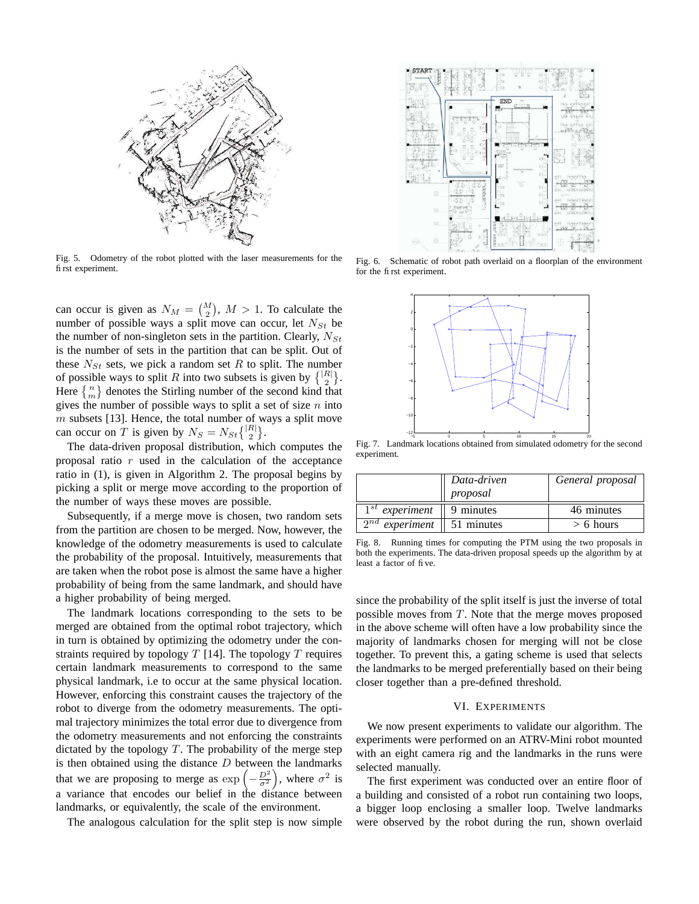Fig. 5. Odometry of the robot plotted with the laser measurements for the first experiment.

Fig. 6. Schematic of robot path overlaid on a floorplan of the environment for the first experiment.

can occur is given as $N_M = \binom{M}{2}$, $M > 1$. To calculate the number of possible ways a split move can occur, let $N_{St}$ be the number of non-singleton sets in the partition. Clearly, $N_{St}$ is the number of sets in the partition that can be split. Out of these $N_{St}$ sets, we pick a random set $R$ to split. The number of possible ways to split $R$ into two subsets is given by $\left\{ {|R| \atop 2} \right\}$. Here $\left\{ {n \atop m} \right\}$ denotes the Stirling number of the second kind that gives the number of possible ways to split a set of size $n$ into $m$ subsets [13]. Hence, the total number of ways a split move can occur on $T$ is given by $N_S = N_{St} \left\{ {|R| \atop 2} \right\}$.

The data-driven proposal distribution, which computes the proposal ratio $r$ used in the calculation of the acceptance ratio in (1), is given in Algorithm 2. The proposal begins by picking a split or merge move according to the proportion of the number of ways these moves are possible.

Subsequently, if a merge move is chosen, two random sets from the partition are chosen to be merged. Now, however, the knowledge of the odometry measurements is used to calculate the probability of the proposal. Intuitively, measurements that are taken when the robot pose is almost the same have a higher probability of being from the same landmark, and should have a higher probability of being merged.

The landmark locations corresponding to the sets to be merged are obtained from the optimal robot trajectory, which in turn is obtained by optimizing the odometry under the constraints required by topology $T$ [14]. The topology $T$ requires certain landmark measurements to correspond to the same physical landmark, i.e to occur at the same physical location. However, enforcing this constraint causes the trajectory of the robot to diverge from the odometry measurements. The optimal trajectory minimizes the total error due to divergence from the odometry measurements and not enforcing the constraints dictated by the topology $T$. The probability of the merge step is then obtained using the distance $D$ between the landmarks that we are proposing to merge as $\exp\left(-\frac{D^2}{\sigma^2}\right)$, where $\sigma^2$ is a variance that encodes our belief in the distance between landmarks, or equivalently, the scale of the environment.

The analogous calculation for the split step is now simple since the probability of the split itself is just the inverse of total possible moves from $T$. Note that the merge moves proposed in the above scheme will often have a low probability since the majority of landmarks chosen for merging will not be close together. To prevent this, a gating scheme is used that selects the landmarks to be merged preferentially based on their being closer together than a pre-defined threshold.

Fig. 7. Landmark locations obtained from simulated odometry for the second experiment.

| | *Data-driven proposal* | *General proposal* |
|---|---|---|
| $1^{st}$ *experiment* | 9 minutes | 46 minutes |
| $2^{nd}$ *experiment* | 51 minutes | > 6 hours |

Fig. 8. Running times for computing the PTM using the two proposals in both the experiments. The data-driven proposal speeds up the algorithm by at least a factor of five.

## VI. Experiments

We now present experiments to validate our algorithm. The experiments were performed on an ATRV-Mini robot mounted with an eight camera rig and the landmarks in the runs were selected manually.

The first experiment was conducted over an entire floor of a building and consisted of a robot run containing two loops, a bigger loop enclosing a smaller loop. Twelve landmarks were observed by the robot during the run, shown overlaid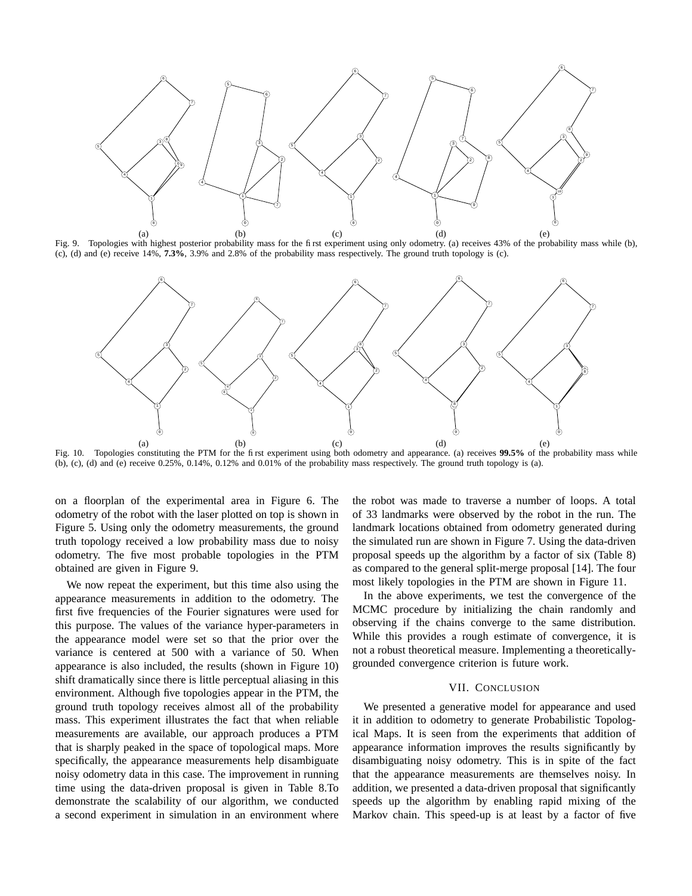Fig. 9. Topologies with highest posterior probability mass for the first experiment using only odometry. (a) receives 43% of the probability mass while (b), (c), (d) and (e) receive 14%, **7.3%**, 3.9% and 2.8% of the probability mass respectively. The ground truth topology is (c).

Fig. 10. Topologies constituting the PTM for the first experiment using both odometry and appearance. (a) receives **99.5%** of the probability mass while (b), (c), (d) and (e) receive 0.25%, 0.14%, 0.12% and 0.01% of the probability mass respectively. The ground truth topology is (a).

on a floorplan of the experimental area in Figure 6. The odometry of the robot with the laser plotted on top is shown in Figure 5. Using only the odometry measurements, the ground truth topology received a low probability mass due to noisy odometry. The five most probable topologies in the PTM obtained are given in Figure 9.

We now repeat the experiment, but this time also using the appearance measurements in addition to the odometry. The first five frequencies of the Fourier signatures were used for this purpose. The values of the variance hyper-parameters in the appearance model were set so that the prior over the variance is centered at 500 with a variance of 50. When appearance is also included, the results (shown in Figure 10) shift dramatically since there is little perceptual aliasing in this environment. Although five topologies appear in the PTM, the ground truth topology receives almost all of the probability mass. This experiment illustrates the fact that when reliable measurements are available, our approach produces a PTM that is sharply peaked in the space of topological maps. More specifically, the appearance measurements help disambiguate noisy odometry data in this case. The improvement in running time using the data-driven proposal is given in Table 8.To demonstrate the scalability of our algorithm, we conducted a second experiment in simulation in an environment where the robot was made to traverse a number of loops. A total of 33 landmarks were observed by the robot in the run. The landmark locations obtained from odometry generated during the simulated run are shown in Figure 7. Using the data-driven proposal speeds up the algorithm by a factor of six (Table 8) as compared to the general split-merge proposal [14]. The four most likely topologies in the PTM are shown in Figure 11.

In the above experiments, we test the convergence of the MCMC procedure by initializing the chain randomly and observing if the chains converge to the same distribution. While this provides a rough estimate of convergence, it is not a robust theoretical measure. Implementing a theoretically-grounded convergence criterion is future work.

## VII. Conclusion

We presented a generative model for appearance and used it in addition to odometry to generate Probabilistic Topological Maps. It is seen from the experiments that addition of appearance information improves the results significantly by disambiguating noisy odometry. This is in spite of the fact that the appearance measurements are themselves noisy. In addition, we presented a data-driven proposal that significantly speeds up the algorithm by enabling rapid mixing of the Markov chain. This speed-up is at least by a factor of five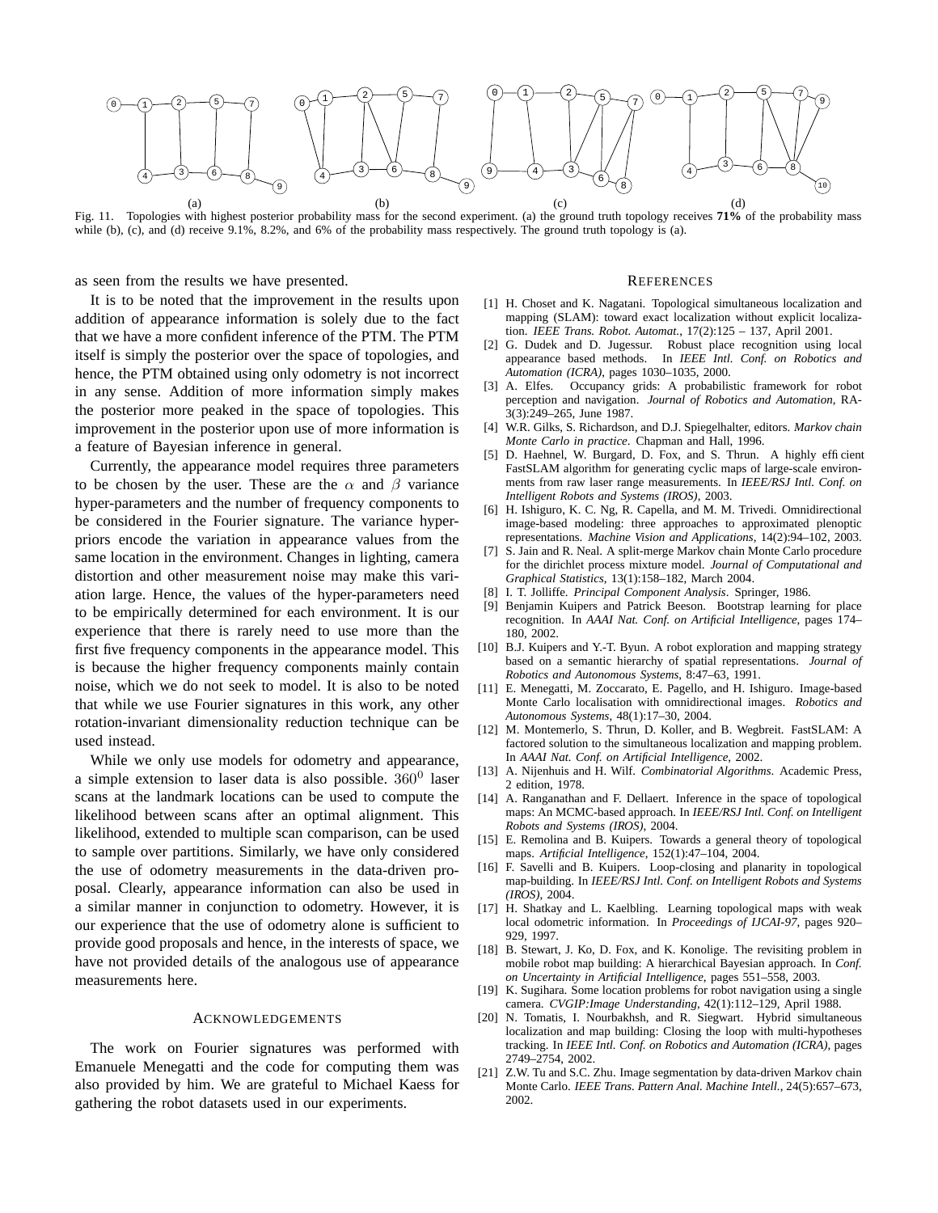(a) (b) (c) (d)

Fig. 11. Topologies with highest posterior probability mass for the second experiment. (a) the ground truth topology receives **71%** of the probability mass while (b), (c), and (d) receive 9.1%, 8.2%, and 6% of the probability mass respectively. The ground truth topology is (a).

as seen from the results we have presented.

It is to be noted that the improvement in the results upon addition of appearance information is solely due to the fact that we have a more confident inference of the PTM. The PTM itself is simply the posterior over the space of topologies, and hence, the PTM obtained using only odometry is not incorrect in any sense. Addition of more information simply makes the posterior more peaked in the space of topologies. This improvement in the posterior upon use of more information is a feature of Bayesian inference in general.

Currently, the appearance model requires three parameters to be chosen by the user. These are the $\alpha$ and $\beta$ variance hyper-parameters and the number of frequency components to be considered in the Fourier signature. The variance hyper-priors encode the variation in appearance values from the same location in the environment. Changes in lighting, camera distortion and other measurement noise may make this variation large. Hence, the values of the hyper-parameters need to be empirically determined for each environment. It is our experience that there is rarely need to use more than the first five frequency components in the appearance model. This is because the higher frequency components mainly contain noise, which we do not seek to model. It is also to be noted that while we use Fourier signatures in this work, any other rotation-invariant dimensionality reduction technique can be used instead.

While we only use models for odometry and appearance, a simple extension to laser data is also possible. $360^0$ laser scans at the landmark locations can be used to compute the likelihood between scans after an optimal alignment. This likelihood, extended to multiple scan comparison, can be used to sample over partitions. Similarly, we have only considered the use of odometry measurements in the data-driven proposal. Clearly, appearance information can also be used in a similar manner in conjunction to odometry. However, it is our experience that the use of odometry alone is sufficient to provide good proposals and hence, in the interests of space, we have not provided details of the analogous use of appearance measurements here.

## Acknowledgements

The work on Fourier signatures was performed with Emanuele Menegatti and the code for computing them was also provided by him. We are grateful to Michael Kaess for gathering the robot datasets used in our experiments.

## References

[1] H. Choset and K. Nagatani. Topological simultaneous localization and mapping (SLAM): toward exact localization without explicit localization. *IEEE Trans. Robot. Automat.*, 17(2):125 – 137, April 2001.

[2] G. Dudek and D. Jugessur. Robust place recognition using local appearance based methods. In *IEEE Intl. Conf. on Robotics and Automation (ICRA)*, pages 1030–1035, 2000.

[3] A. Elfes. Occupancy grids: A probabilistic framework for robot perception and navigation. *Journal of Robotics and Automation*, RA-3(3):249–265, June 1987.

[4] W.R. Gilks, S. Richardson, and D.J. Spiegelhalter, editors. *Markov chain Monte Carlo in practice*. Chapman and Hall, 1996.

[5] D. Haehnel, W. Burgard, D. Fox, and S. Thrun. A highly efficient FastSLAM algorithm for generating cyclic maps of large-scale environments from raw laser range measurements. In *IEEE/RSJ Intl. Conf. on Intelligent Robots and Systems (IROS)*, 2003.

[6] H. Ishiguro, K. C. Ng, R. Capella, and M. M. Trivedi. Omnidirectional image-based modeling: three approaches to approximated plenoptic representations. *Machine Vision and Applications*, 14(2):94–102, 2003.

[7] S. Jain and R. Neal. A split-merge Markov chain Monte Carlo procedure for the dirichlet process mixture model. *Journal of Computational and Graphical Statistics*, 13(1):158–182, March 2004.

[8] I. T. Jolliffe. *Principal Component Analysis*. Springer, 1986.

[9] Benjamin Kuipers and Patrick Beeson. Bootstrap learning for place recognition. In *AAAI Nat. Conf. on Artificial Intelligence*, pages 174–180, 2002.

[10] B.J. Kuipers and Y.-T. Byun. A robot exploration and mapping strategy based on a semantic hierarchy of spatial representations. *Journal of Robotics and Autonomous Systems*, 8:47–63, 1991.

[11] E. Menegatti, M. Zoccarato, E. Pagello, and H. Ishiguro. Image-based Monte Carlo localisation with omnidirectional images. *Robotics and Autonomous Systems*, 48(1):17–30, 2004.

[12] M. Montemerlo, S. Thrun, D. Koller, and B. Wegbreit. FastSLAM: A factored solution to the simultaneous localization and mapping problem. In *AAAI Nat. Conf. on Artificial Intelligence*, 2002.

[13] A. Nijenhuis and H. Wilf. *Combinatorial Algorithms*. Academic Press, 2 edition, 1978.

[14] A. Ranganathan and F. Dellaert. Inference in the space of topological maps: An MCMC-based approach. In *IEEE/RSJ Intl. Conf. on Intelligent Robots and Systems (IROS)*, 2004.

[15] E. Remolina and B. Kuipers. Towards a general theory of topological maps. *Artificial Intelligence*, 152(1):47–104, 2004.

[16] F. Savelli and B. Kuipers. Loop-closing and planarity in topological map-building. In *IEEE/RSJ Intl. Conf. on Intelligent Robots and Systems (IROS)*, 2004.

[17] H. Shatkay and L. Kaelbling. Learning topological maps with weak local odometric information. In *Proceedings of IJCAI-97*, pages 920–929, 1997.

[18] B. Stewart, J. Ko, D. Fox, and K. Konolige. The revisiting problem in mobile robot map building: A hierarchical Bayesian approach. In *Conf. on Uncertainty in Artificial Intelligence*, pages 551–558, 2003.

[19] K. Sugihara. Some location problems for robot navigation using a single camera. *CVGIP:Image Understanding*, 42(1):112–129, April 1988.

[20] N. Tomatis, I. Nourbakhsh, and R. Siegwart. Hybrid simultaneous localization and map building: Closing the loop with multi-hypotheses tracking. In *IEEE Intl. Conf. on Robotics and Automation (ICRA)*, pages 2749–2754, 2002.

[21] Z.W. Tu and S.C. Zhu. Image segmentation by data-driven Markov chain Monte Carlo. *IEEE Trans. Pattern Anal. Machine Intell.*, 24(5):657–673, 2002.